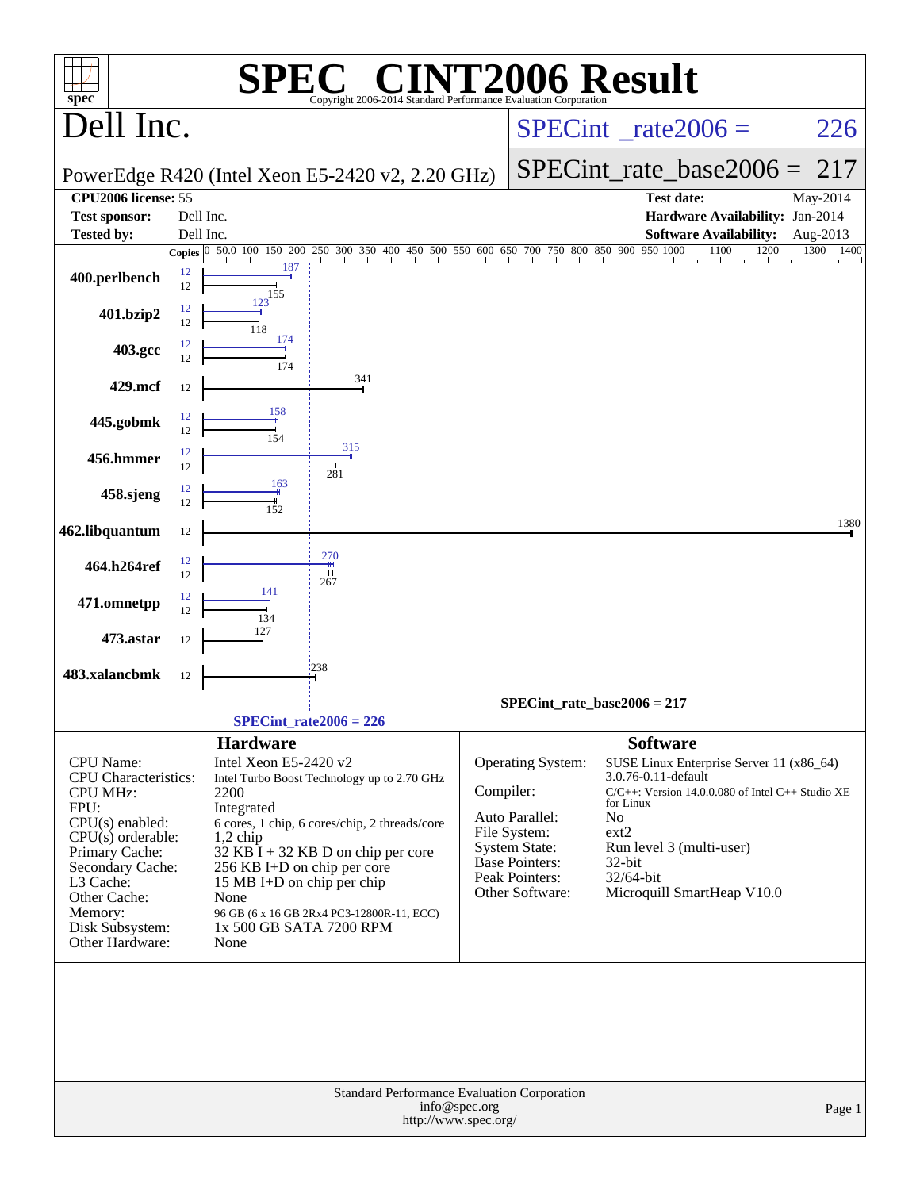# SPEC CINT2006 Result

Copyright 2006-2014 Standard Performance Evaluation Corporation

## Dell Inc.

PowerEdge R420 (Intel Xeon E5-2420 v2, 2.20 GHz)

SPECint_rate2006 = 226

SPECint_rate_base2006 = 217

| | | | |
|---|---|---|---|
| **CPU2006 license:** | 55 | **Test date:** | May-2014 |
| **Test sponsor:** | Dell Inc. | **Hardware Availability:** | Jan-2014 |
| **Tested by:** | Dell Inc. | **Software Availability:** | Aug-2013 |

| Benchmark | Copies (peak) | Peak | Copies (base) | Base |
|---|---|---|---|---|
| 400.perlbench | 12 | 187 | 12 | 155 |
| 401.bzip2 | 12 | 123 | 12 | 118 |
| 403.gcc | 12 | 174 | 12 | 174 |
| 429.mcf | | | 12 | 341 |
| 445.gobmk | 12 | 158 | 12 | 154 |
| 456.hmmer | 12 | 315 | 12 | 281 |
| 458.sjeng | 12 | 163 | 12 | 152 |
| 462.libquantum | | | 12 | 1380 |
| 464.h264ref | 12 | 270 | 12 | 267 |
| 471.omnetpp | 12 | 141 | 12 | 134 |
| 473.astar | | | 12 | 127 |
| 483.xalancbmk | | | 12 | 238 |

SPECint_rate_base2006 = 217

SPECint_rate2006 = 226

## Hardware

| | |
|---|---|
| CPU Name: | Intel Xeon E5-2420 v2 |
| CPU Characteristics: | Intel Turbo Boost Technology up to 2.70 GHz |
| CPU MHz: | 2200 |
| FPU: | Integrated |
| CPU(s) enabled: | 6 cores, 1 chip, 6 cores/chip, 2 threads/core |
| CPU(s) orderable: | 1,2 chip |
| Primary Cache: | 32 KB I + 32 KB D on chip per core |
| Secondary Cache: | 256 KB I+D on chip per core |
| L3 Cache: | 15 MB I+D on chip per chip |
| Other Cache: | None |
| Memory: | 96 GB (6 x 16 GB 2Rx4 PC3-12800R-11, ECC) |
| Disk Subsystem: | 1x 500 GB SATA 7200 RPM |
| Other Hardware: | None |

## Software

| | |
|---|---|
| Operating System: | SUSE Linux Enterprise Server 11 (x86_64) 3.0.76-0.11-default |
| Compiler: | C/C++: Version 14.0.0.080 of Intel C++ Studio XE for Linux |
| Auto Parallel: | No |
| File System: | ext2 |
| System State: | Run level 3 (multi-user) |
| Base Pointers: | 32-bit |
| Peak Pointers: | 32/64-bit |
| Other Software: | Microquill SmartHeap V10.0 |

Standard Performance Evaluation Corporation
info@spec.org
http://www.spec.org/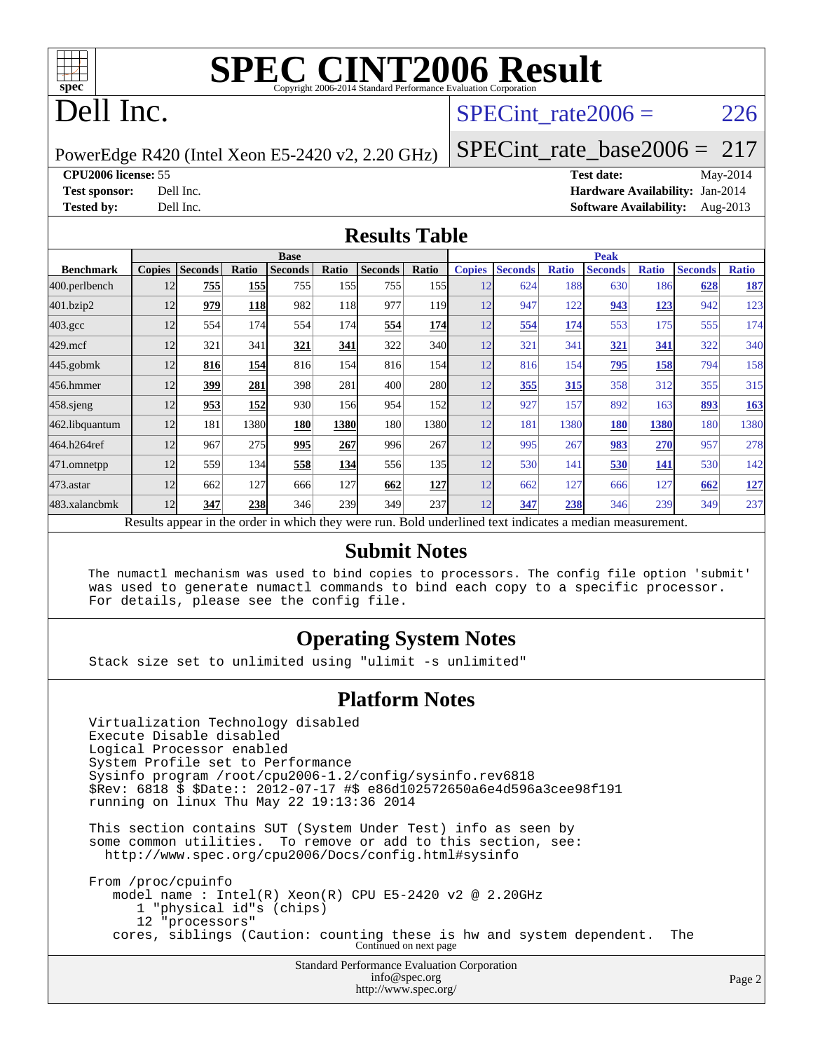# SPEC CINT2006 Result

Copyright 2006-2014 Standard Performance Evaluation Corporation

## Dell Inc.

PowerEdge R420 (Intel Xeon E5-2420 v2, 2.20 GHz)

SPECint_rate2006 = 226

SPECint_rate_base2006 = 217

| | | | |
|---|---|---|---|
| **CPU2006 license:** 55 | | **Test date:** | May-2014 |
| **Test sponsor:** | Dell Inc. | **Hardware Availability:** | Jan-2014 |
| **Tested by:** | Dell Inc. | **Software Availability:** | Aug-2013 |

## Results Table

| Benchmark | Base | | | | | | | Peak | | | | | | |
|---|---|---|---|---|---|---|---|---|---|---|---|---|---|---|
| | Copies | Seconds | Ratio | Seconds | Ratio | Seconds | Ratio | Copies | Seconds | Ratio | Seconds | Ratio | Seconds | Ratio |
| 400.perlbench | 12 | **755** | **155** | 755 | 155 | 755 | 155 | 12 | 624 | 188 | 630 | 186 | **628** | **187** |
| 401.bzip2 | 12 | **979** | **118** | 982 | 118 | 977 | 119 | 12 | 947 | 122 | **943** | **123** | 942 | 123 |
| 403.gcc | 12 | 554 | 174 | 554 | 174 | **554** | **174** | 12 | **554** | **174** | 553 | 175 | 555 | 174 |
| 429.mcf | 12 | 321 | 341 | **321** | **341** | 322 | 340 | 12 | 321 | 341 | **321** | **341** | 322 | 340 |
| 445.gobmk | 12 | **816** | **154** | 816 | 154 | 816 | 154 | 12 | 816 | 154 | **795** | **158** | 794 | 158 |
| 456.hmmer | 12 | **399** | **281** | 398 | 281 | 400 | 280 | 12 | **355** | **315** | 358 | 312 | 355 | 315 |
| 458.sjeng | 12 | **953** | **152** | 930 | 156 | 954 | 152 | 12 | 927 | 157 | 892 | 163 | **893** | **163** |
| 462.libquantum | 12 | 181 | 1380 | **180** | **1380** | 180 | 1380 | 12 | 181 | 1380 | **180** | **1380** | 180 | 1380 |
| 464.h264ref | 12 | 967 | 275 | **995** | **267** | 996 | 267 | 12 | 995 | 267 | **983** | **270** | 957 | 278 |
| 471.omnetpp | 12 | 559 | 134 | **558** | **134** | 556 | 135 | 12 | 530 | 141 | **530** | **141** | 530 | 142 |
| 473.astar | 12 | 662 | 127 | 666 | 127 | **662** | **127** | 12 | 662 | 127 | 666 | 127 | **662** | **127** |
| 483.xalancbmk | 12 | **347** | **238** | 346 | 239 | 349 | 237 | 12 | **347** | **238** | 346 | 239 | 349 | 237 |

Results appear in the order in which they were run. Bold underlined text indicates a median measurement.

## Submit Notes

```
The numactl mechanism was used to bind copies to processors. The config file option 'submit'
was used to generate numactl commands to bind each copy to a specific processor.
For details, please see the config file.
```

## Operating System Notes

```
Stack size set to unlimited using "ulimit -s unlimited"
```

## Platform Notes

```
Virtualization Technology disabled
Execute Disable disabled
Logical Processor enabled
System Profile set to Performance
Sysinfo program /root/cpu2006-1.2/config/sysinfo.rev6818
$Rev: 6818 $ $Date:: 2012-07-17 #$ e86d102572650a6e4d596a3cee98f191
running on linux Thu May 22 19:13:36 2014

This section contains SUT (System Under Test) info as seen by
some common utilities.  To remove or add to this section, see:
  http://www.spec.org/cpu2006/Docs/config.html#sysinfo

From /proc/cpuinfo
   model name : Intel(R) Xeon(R) CPU E5-2420 v2 @ 2.20GHz
      1 "physical id"s (chips)
      12 "processors"
   cores, siblings (Caution: counting these is hw and system dependent.  The
```

Continued on next page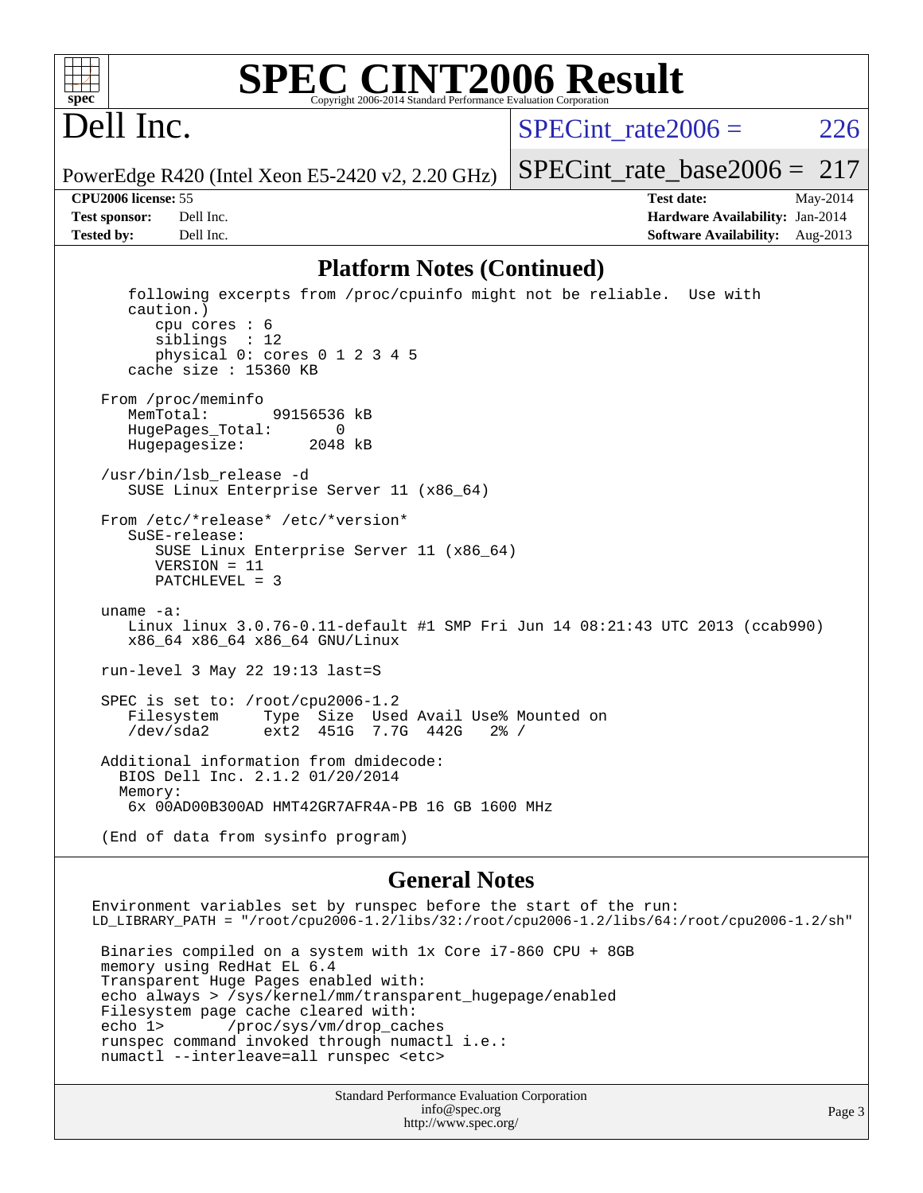## Platform Notes (Continued)

```
   following excerpts from /proc/cpuinfo might not be reliable.  Use with
   caution.)
      cpu cores : 6
      siblings  : 12
      physical 0: cores 0 1 2 3 4 5
   cache size : 15360 KB

From /proc/meminfo
   MemTotal:       99156536 kB
   HugePages_Total:       0
   Hugepagesize:       2048 kB

/usr/bin/lsb_release -d
   SUSE Linux Enterprise Server 11 (x86_64)

From /etc/*release* /etc/*version*
   SuSE-release:
      SUSE Linux Enterprise Server 11 (x86_64)
      VERSION = 11
      PATCHLEVEL = 3

uname -a:
   Linux linux 3.0.76-0.11-default #1 SMP Fri Jun 14 08:21:43 UTC 2013 (ccab990)
   x86_64 x86_64 x86_64 GNU/Linux

run-level 3 May 22 19:13 last=S

SPEC is set to: /root/cpu2006-1.2
   Filesystem     Type  Size  Used Avail Use% Mounted on
   /dev/sda2      ext2  451G  7.7G  442G   2% /

Additional information from dmidecode:
  BIOS Dell Inc. 2.1.2 01/20/2014
  Memory:
   6x 00AD00B300AD HMT42GR7AFR4A-PB 16 GB 1600 MHz

(End of data from sysinfo program)
```

## General Notes

```
Environment variables set by runspec before the start of the run:
LD_LIBRARY_PATH = "/root/cpu2006-1.2/libs/32:/root/cpu2006-1.2/libs/64:/root/cpu2006-1.2/sh"

 Binaries compiled on a system with 1x Core i7-860 CPU + 8GB
 memory using RedHat EL 6.4
 Transparent Huge Pages enabled with:
 echo always > /sys/kernel/mm/transparent_hugepage/enabled
 Filesystem page cache cleared with:
 echo 1>       /proc/sys/vm/drop_caches
 runspec command invoked through numactl i.e.:
 numactl --interleave=all runspec <etc>
```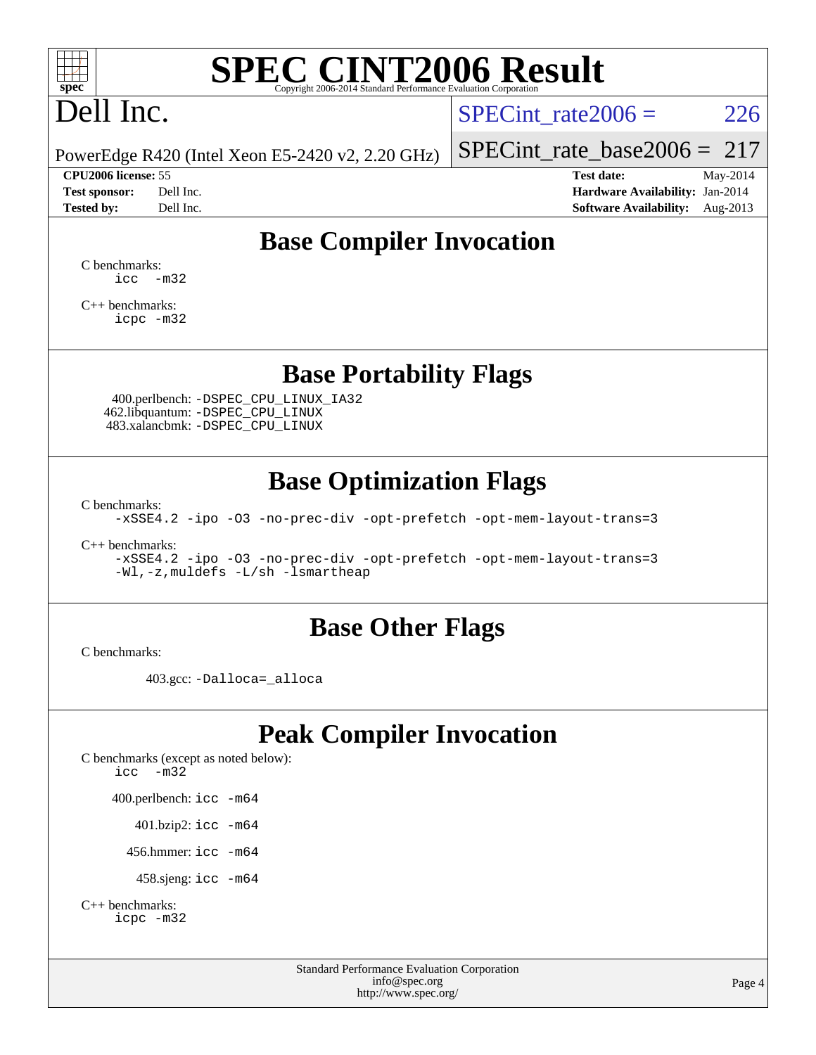# SPEC CINT2006 Result

Copyright 2006-2014 Standard Performance Evaluation Corporation

# Dell Inc.

PowerEdge R420 (Intel Xeon E5-2420 v2, 2.20 GHz)

SPECint_rate2006 = 226

SPECint_rate_base2006 = 217

**CPU2006 license:** 55
**Test sponsor:** Dell Inc.
**Tested by:** Dell Inc.

**Test date:** May-2014
**Hardware Availability:** Jan-2014
**Software Availability:** Aug-2013

## Base Compiler Invocation

C benchmarks:
`icc -m32`

C++ benchmarks:
`icpc -m32`

## Base Portability Flags

400.perlbench: `-DSPEC_CPU_LINUX_IA32`
462.libquantum: `-DSPEC_CPU_LINUX`
483.xalancbmk: `-DSPEC_CPU_LINUX`

## Base Optimization Flags

C benchmarks:
`-xSSE4.2 -ipo -O3 -no-prec-div -opt-prefetch -opt-mem-layout-trans=3`

C++ benchmarks:
`-xSSE4.2 -ipo -O3 -no-prec-div -opt-prefetch -opt-mem-layout-trans=3`
`-Wl,-z,muldefs -L/sh -lsmartheap`

## Base Other Flags

C benchmarks:

403.gcc: `-Dalloca=_alloca`

## Peak Compiler Invocation

C benchmarks (except as noted below):
`icc -m32`

400.perlbench: `icc -m64`

401.bzip2: `icc -m64`

456.hmmer: `icc -m64`

458.sjeng: `icc -m64`

C++ benchmarks:
`icpc -m32`

Standard Performance Evaluation Corporation
info@spec.org
http://www.spec.org/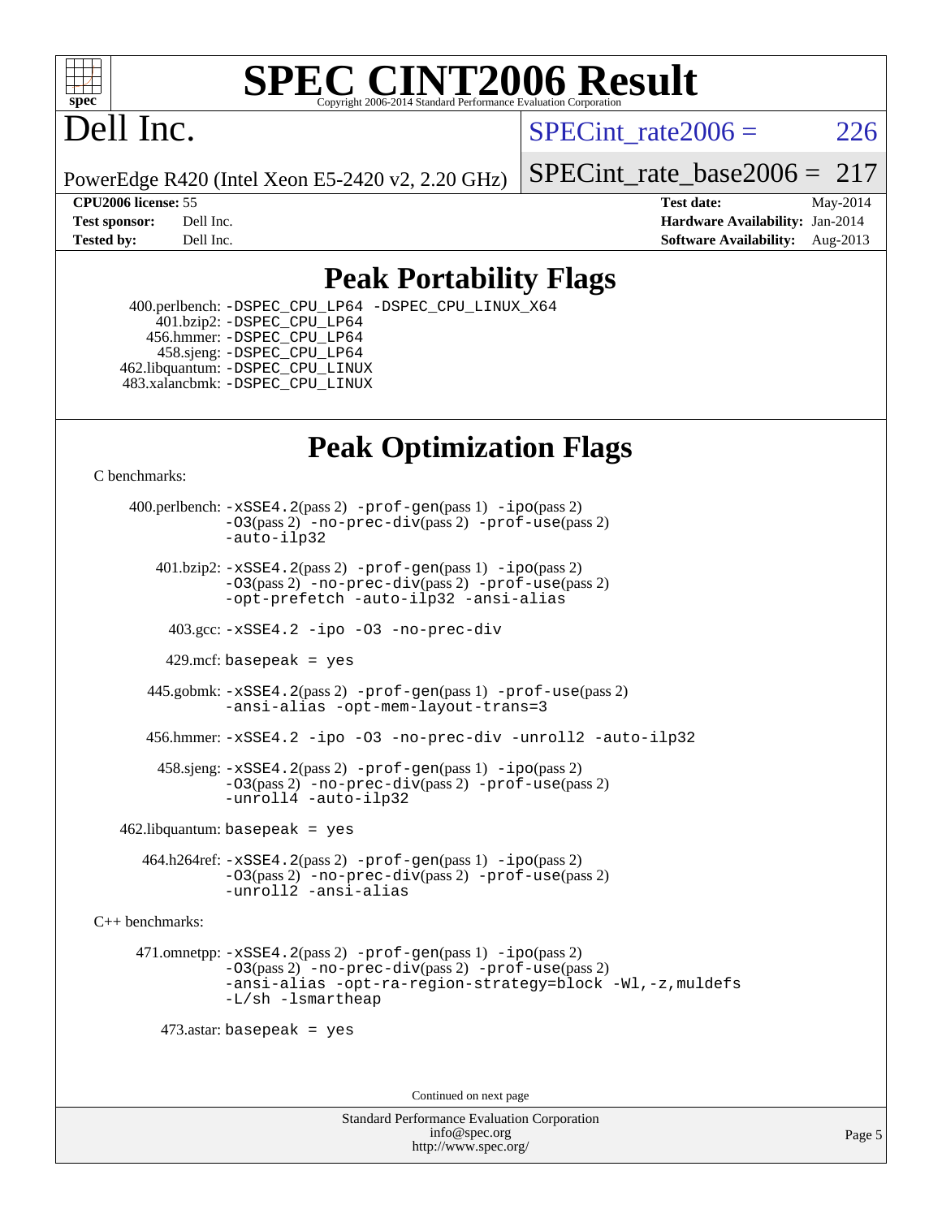# SPEC CINT2006 Result

Copyright 2006-2014 Standard Performance Evaluation Corporation

# Dell Inc.

PowerEdge R420 (Intel Xeon E5-2420 v2, 2.20 GHz)

SPECint_rate2006 = 226

SPECint_rate_base2006 = 217

| | | | |
|---|---|---|---|
| **CPU2006 license:** 55 | | **Test date:** | May-2014 |
| **Test sponsor:** | Dell Inc. | **Hardware Availability:** | Jan-2014 |
| **Tested by:** | Dell Inc. | **Software Availability:** | Aug-2013 |

## Peak Portability Flags

400.perlbench: -DSPEC_CPU_LP64 -DSPEC_CPU_LINUX_X64
401.bzip2: -DSPEC_CPU_LP64
456.hmmer: -DSPEC_CPU_LP64
458.sjeng: -DSPEC_CPU_LP64
462.libquantum: -DSPEC_CPU_LINUX
483.xalancbmk: -DSPEC_CPU_LINUX

## Peak Optimization Flags

C benchmarks:

400.perlbench: -xSSE4.2(pass 2) -prof-gen(pass 1) -ipo(pass 2) -O3(pass 2) -no-prec-div(pass 2) -prof-use(pass 2) -auto-ilp32

401.bzip2: -xSSE4.2(pass 2) -prof-gen(pass 1) -ipo(pass 2) -O3(pass 2) -no-prec-div(pass 2) -prof-use(pass 2) -opt-prefetch -auto-ilp32 -ansi-alias

403.gcc: -xSSE4.2 -ipo -O3 -no-prec-div

429.mcf: basepeak = yes

445.gobmk: -xSSE4.2(pass 2) -prof-gen(pass 1) -prof-use(pass 2) -ansi-alias -opt-mem-layout-trans=3

456.hmmer: -xSSE4.2 -ipo -O3 -no-prec-div -unroll2 -auto-ilp32

458.sjeng: -xSSE4.2(pass 2) -prof-gen(pass 1) -ipo(pass 2) -O3(pass 2) -no-prec-div(pass 2) -prof-use(pass 2) -unroll4 -auto-ilp32

462.libquantum: basepeak = yes

464.h264ref: -xSSE4.2(pass 2) -prof-gen(pass 1) -ipo(pass 2) -O3(pass 2) -no-prec-div(pass 2) -prof-use(pass 2) -unroll2 -ansi-alias

C++ benchmarks:

471.omnetpp: -xSSE4.2(pass 2) -prof-gen(pass 1) -ipo(pass 2) -O3(pass 2) -no-prec-div(pass 2) -prof-use(pass 2) -ansi-alias -opt-ra-region-strategy=block -Wl,-z,muldefs -L/sh -lsmartheap

473.astar: basepeak = yes

Continued on next page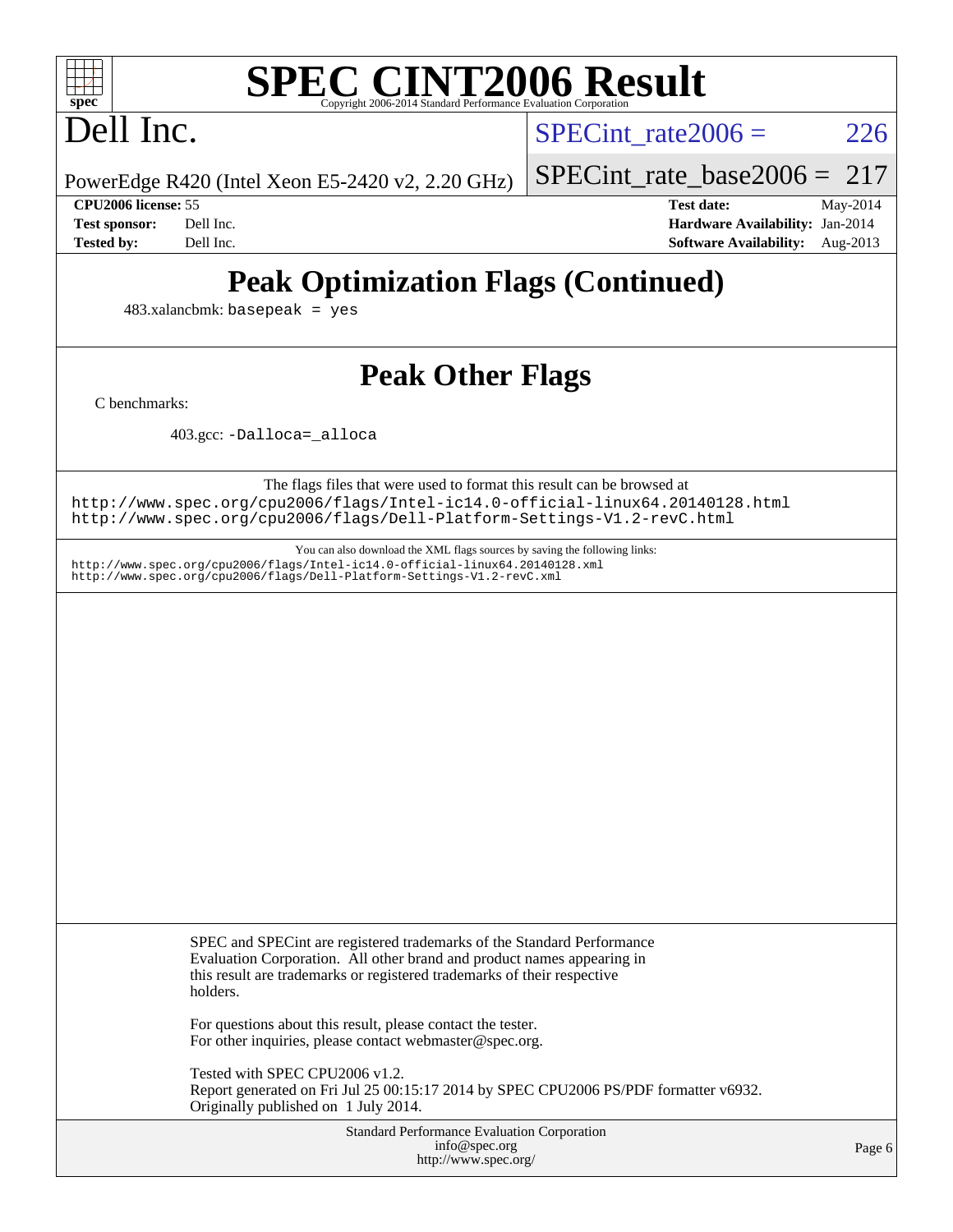## Peak Optimization Flags (Continued)

483.xalancbmk: basepeak = yes

## Peak Other Flags

C benchmarks:

403.gcc: -Dalloca=_alloca

The flags files that were used to format this result can be browsed at
http://www.spec.org/cpu2006/flags/Intel-ic14.0-official-linux64.20140128.html
http://www.spec.org/cpu2006/flags/Dell-Platform-Settings-V1.2-revC.html

You can also download the XML flags sources by saving the following links:
http://www.spec.org/cpu2006/flags/Intel-ic14.0-official-linux64.20140128.xml
http://www.spec.org/cpu2006/flags/Dell-Platform-Settings-V1.2-revC.xml

SPEC and SPECint are registered trademarks of the Standard Performance Evaluation Corporation. All other brand and product names appearing in this result are trademarks or registered trademarks of their respective holders.

For questions about this result, please contact the tester.
For other inquiries, please contact webmaster@spec.org.

Tested with SPEC CPU2006 v1.2.
Report generated on Fri Jul 25 00:15:17 2014 by SPEC CPU2006 PS/PDF formatter v6932.
Originally published on 1 July 2014.